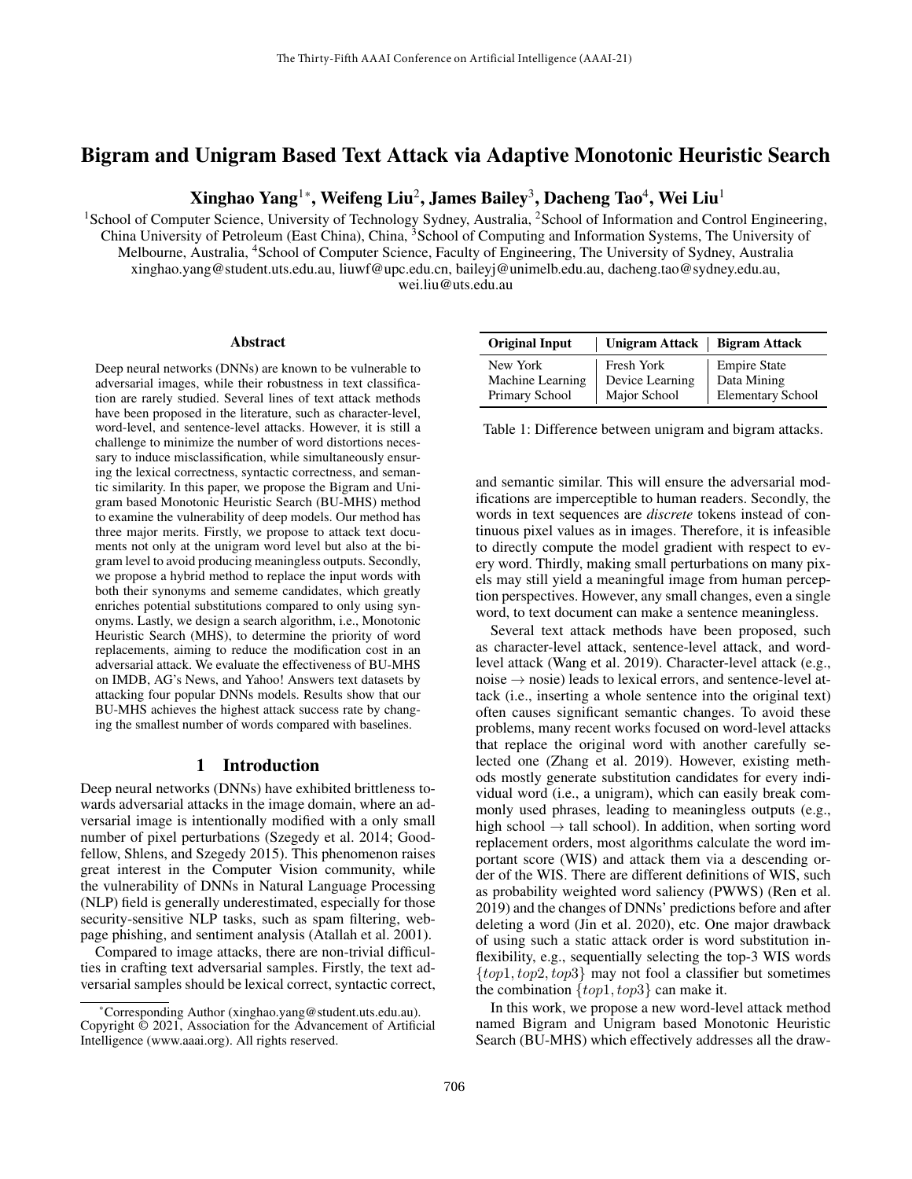# Bigram and Unigram Based Text Attack via Adaptive Monotonic Heuristic Search

**Xinghao Yang[1*], Weifeng Liu[2], James Bailey[3], Dacheng Tao[4], Wei Liu[1]**

[1]School of Computer Science, University of Technology Sydney, Australia, [2]School of Information and Control Engineering, China University of Petroleum (East China), China, [3]School of Computing and Information Systems, The University of Melbourne, Australia, [4]School of Computer Science, Faculty of Engineering, The University of Sydney, Australia
xinghao.yang@student.uts.edu.au, liuwf@upc.edu.cn, baileyj@unimelb.edu.au, dacheng.tao@sydney.edu.au, wei.liu@uts.edu.au

## Abstract

Deep neural networks (DNNs) are known to be vulnerable to adversarial images, while their robustness in text classification are rarely studied. Several lines of text attack methods have been proposed in the literature, such as character-level, word-level, and sentence-level attacks. However, it is still a challenge to minimize the number of word distortions necessary to induce misclassification, while simultaneously ensuring the lexical correctness, syntactic correctness, and semantic similarity. In this paper, we propose the Bigram and Unigram based Monotonic Heuristic Search (BU-MHS) method to examine the vulnerability of deep models. Our method has three major merits. Firstly, we propose to attack text documents not only at the unigram word level but also at the bigram level to avoid producing meaningless outputs. Secondly, we propose a hybrid method to replace the input words with both their synonyms and sememe candidates, which greatly enriches potential substitutions compared to only using synonyms. Lastly, we design a search algorithm, i.e., Monotonic Heuristic Search (MHS), to determine the priority of word replacements, aiming to reduce the modification cost in an adversarial attack. We evaluate the effectiveness of BU-MHS on IMDB, AG's News, and Yahoo! Answers text datasets by attacking four popular DNNs models. Results show that our BU-MHS achieves the highest attack success rate by changing the smallest number of words compared with baselines.

## 1 Introduction

Deep neural networks (DNNs) have exhibited brittleness towards adversarial attacks in the image domain, where an adversarial image is intentionally modified with a only small number of pixel perturbations (Szegedy et al. 2014; Goodfellow, Shlens, and Szegedy 2015). This phenomenon raises great interest in the Computer Vision community, while the vulnerability of DNNs in Natural Language Processing (NLP) field is generally underestimated, especially for those security-sensitive NLP tasks, such as spam filtering, webpage phishing, and sentiment analysis (Atallah et al. 2001).

Compared to image attacks, there are non-trivial difficulties in crafting text adversarial samples. Firstly, the text adversarial samples should be lexical correct, syntactic correct, and semantic similar. This will ensure the adversarial modifications are imperceptible to human readers. Secondly, the words in text sequences are *discrete* tokens instead of continuous pixel values as in images. Therefore, it is infeasible to directly compute the model gradient with respect to every word. Thirdly, making small perturbations on many pixels may still yield a meaningful image from human perception perspectives. However, any small changes, even a single word, to text document can make a sentence meaningless.

| Original Input | Unigram Attack | Bigram Attack |
|---|---|---|
| New York | Fresh York | Empire State |
| Machine Learning | Device Learning | Data Mining |
| Primary School | Major School | Elementary School |

Table 1: Difference between unigram and bigram attacks.

Several text attack methods have been proposed, such as character-level attack, sentence-level attack, and word-level attack (Wang et al. 2019). Character-level attack (e.g., noise → nosie) leads to lexical errors, and sentence-level attack (i.e., inserting a whole sentence into the original text) often causes significant semantic changes. To avoid these problems, many recent works focused on word-level attacks that replace the original word with another carefully selected one (Zhang et al. 2019). However, existing methods mostly generate substitution candidates for every individual word (i.e., a unigram), which can easily break commonly used phrases, leading to meaningless outputs (e.g., high school → tall school). In addition, when sorting word replacement orders, most algorithms calculate the word important score (WIS) and attack them via a descending order of the WIS. There are different definitions of WIS, such as probability weighted word saliency (PWWS) (Ren et al. 2019) and the changes of DNNs' predictions before and after deleting a word (Jin et al. 2020), etc. One major drawback of using such a static attack order is word substitution inflexibility, e.g., sequentially selecting the top-3 WIS words $\{top1, top2, top3\}$ may not fool a classifier but sometimes the combination $\{top1, top3\}$ can make it.

In this work, we propose a new word-level attack method named Bigram and Unigram based Monotonic Heuristic Search (BU-MHS) which effectively addresses all the draw-

---

*Corresponding Author (xinghao.yang@student.uts.edu.au).
Copyright © 2021, Association for the Advancement of Artificial Intelligence (www.aaai.org). All rights reserved.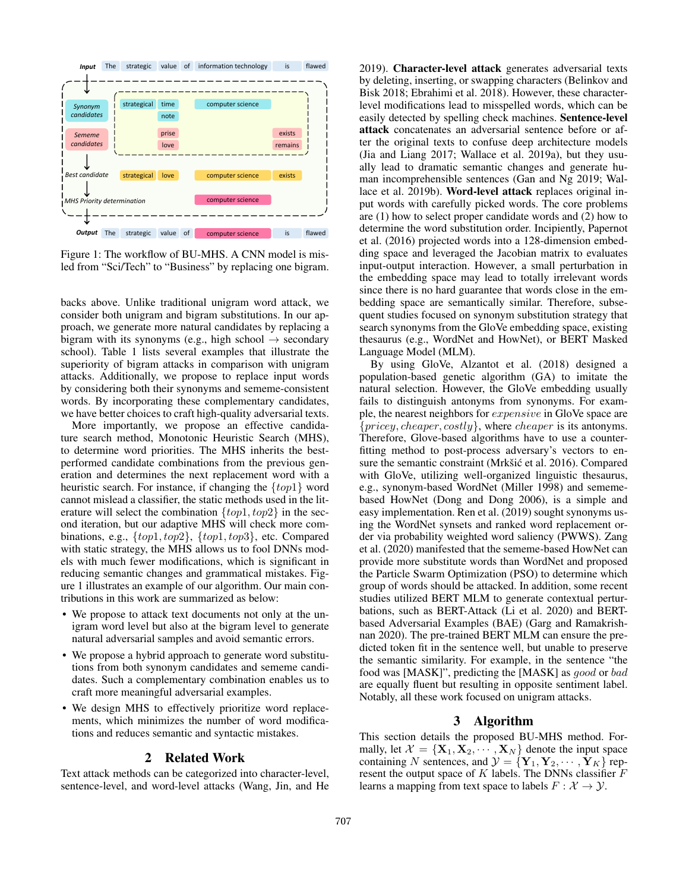Figure 1: The workflow of BU-MHS. A CNN model is misled from "Sci/Tech" to "Business" by replacing one bigram.

backs above. Unlike traditional unigram word attack, we consider both unigram and bigram substitutions. In our approach, we generate more natural candidates by replacing a bigram with its synonyms (e.g., high school → secondary school). Table 1 lists several examples that illustrate the superiority of bigram attacks in comparison with unigram attacks. Additionally, we propose to replace input words by considering both their synonyms and sememe-consistent words. By incorporating these complementary candidates, we have better choices to craft high-quality adversarial texts.

More importantly, we propose an effective candidature search method, Monotonic Heuristic Search (MHS), to determine word priorities. The MHS inherits the best-performed candidate combinations from the previous generation and determines the next replacement word with a heuristic search. For instance, if changing the $\{top1\}$ word cannot mislead a classifier, the static methods used in the literature will select the combination $\{top1, top2\}$ in the second iteration, but our adaptive MHS will check more combinations, e.g., $\{top1, top2\}$, $\{top1, top3\}$, etc. Compared with static strategy, the MHS allows us to fool DNNs models with much fewer modifications, which is significant in reducing semantic changes and grammatical mistakes. Figure 1 illustrates an example of our algorithm. Our main contributions in this work are summarized as below:

- We propose to attack text documents not only at the unigram word level but also at the bigram level to generate natural adversarial samples and avoid semantic errors.
- We propose a hybrid approach to generate word substitutions from both synonym candidates and sememe candidates. Such a complementary combination enables us to craft more meaningful adversarial examples.
- We design MHS to effectively prioritize word replacements, which minimizes the number of word modifications and reduces semantic and syntactic mistakes.

## 2 Related Work

Text attack methods can be categorized into character-level, sentence-level, and word-level attacks (Wang, Jin, and He 2019). **Character-level attack** generates adversarial texts by deleting, inserting, or swapping characters (Belinkov and Bisk 2018; Ebrahimi et al. 2018). However, these character-level modifications lead to misspelled words, which can be easily detected by spelling check machines. **Sentence-level attack** concatenates an adversarial sentence before or after the original texts to confuse deep architecture models (Jia and Liang 2017; Wallace et al. 2019a), but they usually lead to dramatic semantic changes and generate human incomprehensible sentences (Gan and Ng 2019; Wallace et al. 2019b). **Word-level attack** replaces original input words with carefully picked words. The core problems are (1) how to select proper candidate words and (2) how to determine the word substitution order. Incipiently, Papernot et al. (2016) projected words into a 128-dimension embedding space and leveraged the Jacobian matrix to evaluates input-output interaction. However, a small perturbation in the embedding space may lead to totally irrelevant words since there is no hard guarantee that words close in the embedding space are semantically similar. Therefore, subsequent studies focused on synonym substitution strategy that search synonyms from the GloVe embedding space, existing thesaurus (e.g., WordNet and HowNet), or BERT Masked Language Model (MLM).

By using GloVe, Alzantot et al. (2018) designed a population-based genetic algorithm (GA) to imitate the natural selection. However, the GloVe embedding usually fails to distinguish antonyms from synonyms. For example, the nearest neighbors for $expensive$ in GloVe space are $\{pricey, cheaper, costly\}$, where $cheaper$ is its antonyms. Therefore, Glove-based algorithms have to use a counter-fitting method to post-process adversary's vectors to ensure the semantic constraint (Mrkšić et al. 2016). Compared with GloVe, utilizing well-organized linguistic thesaurus, e.g., synonym-based WordNet (Miller 1998) and sememe-based HowNet (Dong and Dong 2006), is a simple and easy implementation. Ren et al. (2019) sought synonyms using the WordNet synsets and ranked word replacement order via probability weighted word saliency (PWWS). Zang et al. (2020) manifested that the sememe-based HowNet can provide more substitute words than WordNet and proposed the Particle Swarm Optimization (PSO) to determine which group of words should be attacked. In addition, some recent studies utilized BERT MLM to generate contextual perturbations, such as BERT-Attack (Li et al. 2020) and BERT-based Adversarial Examples (BAE) (Garg and Ramakrishnan 2020). The pre-trained BERT MLM can ensure the predicted token fit in the sentence well, but unable to preserve the semantic similarity. For example, in the sentence "the food was [MASK]", predicting the [MASK] as *good* or *bad* are equally fluent but resulting in opposite sentiment label. Notably, all these work focused on unigram attacks.

## 3 Algorithm

This section details the proposed BU-MHS method. Formally, let $\mathcal{X} = \{\mathbf{X}_1, \mathbf{X}_2, \cdots, \mathbf{X}_N\}$ denote the input space containing $N$ sentences, and $\mathcal{Y} = \{\mathbf{Y}_1, \mathbf{Y}_2, \cdots, \mathbf{Y}_K\}$ represent the output space of $K$ labels. The DNNs classifier $F$ learns a mapping from text space to labels $F : \mathcal{X} \to \mathcal{Y}$.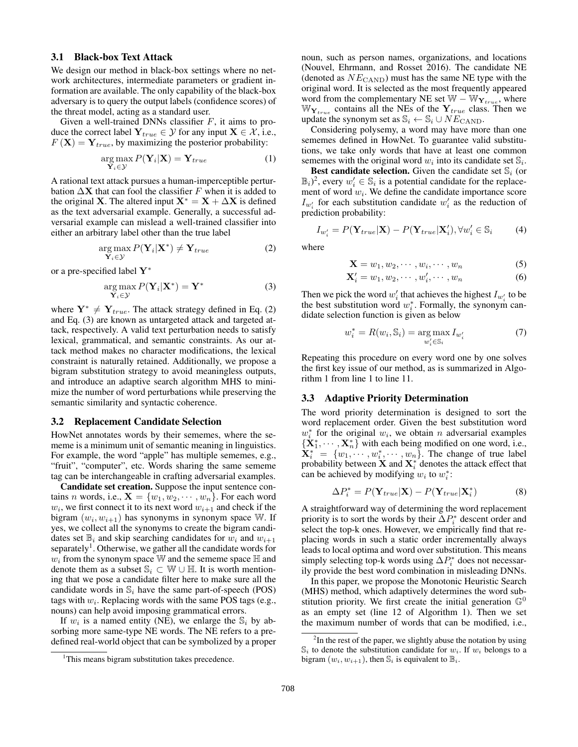### 3.1 Black-box Text Attack

We design our method in black-box settings where no network architectures, intermediate parameters or gradient information are available. The only capability of the black-box adversary is to query the output labels (confidence scores) of the threat model, acting as a standard user.

Given a well-trained DNNs classifier $F$, it aims to produce the correct label $\mathbf{Y}_{true} \in \mathcal{Y}$ for any input $\mathbf{X} \in \mathcal{X}$, i.e., $F(\mathbf{X}) = \mathbf{Y}_{true}$, by maximizing the posterior probability:

$$\underset{\mathbf{Y}_i \in \mathcal{Y}}{\arg\max}\, P(\mathbf{Y}_i|\mathbf{X}) = \mathbf{Y}_{true} \tag{1}$$

A rational text attack pursues a human-imperceptible perturbation $\Delta\mathbf{X}$ that can fool the classifier $F$ when it is added to the original $\mathbf{X}$. The altered input $\mathbf{X}^* = \mathbf{X} + \Delta\mathbf{X}$ is defined as the text adversarial example. Generally, a successful adversarial example can mislead a well-trained classifier into either an arbitrary label other than the true label

$$\underset{\mathbf{Y}_i \in \mathcal{Y}}{\arg\max}\, P(\mathbf{Y}_i|\mathbf{X}^*) \neq \mathbf{Y}_{true} \tag{2}$$

or a pre-specified label $\mathbf{Y}^*$

$$\underset{\mathbf{Y}_i \in \mathcal{Y}}{\arg\max}\, P(\mathbf{Y}_i|\mathbf{X}^*) = \mathbf{Y}^* \tag{3}$$

where $\mathbf{Y}^* \neq \mathbf{Y}_{true}$. The attack strategy defined in Eq. (2) and Eq. (3) are known as untargeted attack and targeted attack, respectively. A valid text perturbation needs to satisfy lexical, grammatical, and semantic constraints. As our attack method makes no character modifications, the lexical constraint is naturally retained. Additionally, we propose a bigram substitution strategy to avoid meaningless outputs, and introduce an adaptive search algorithm MHS to minimize the number of word perturbations while preserving the semantic similarity and syntactic coherence.

### 3.2 Replacement Candidate Selection

HowNet annotates words by their sememes, where the sememe is a minimum unit of semantic meaning in linguistics. For example, the word "apple" has multiple sememes, e.g., "fruit", "computer", etc. Words sharing the same sememe tag can be interchangeable in crafting adversarial examples.

**Candidate set creation.** Suppose the input sentence contains $n$ words, i.e., $\mathbf{X} = \{w_1, w_2, \cdots, w_n\}$. For each word $w_i$, we first connect it to its next word $w_{i+1}$ and check if the bigram $(w_i, w_{i+1})$ has synonyms in synonym space $\mathbb{W}$. If yes, we collect all the synonyms to create the bigram candidates set $\mathbb{B}_i$ and skip searching candidates for $w_i$ and $w_{i+1}$ separately[1]. Otherwise, we gather all the candidate words for $w_i$ from the synonym space $\mathbb{W}$ and the sememe space $\mathbb{H}$ and denote them as a subset $\mathbb{S}_i \subset \mathbb{W} \cup \mathbb{H}$. It is worth mentioning that we pose a candidate filter here to make sure all the candidate words in $\mathbb{S}_i$ have the same part-of-speech (POS) tags with $w_i$. Replacing words with the same POS tags (e.g., nouns) can help avoid imposing grammatical errors.

If $w_i$ is a named entity (NE), we enlarge the $\mathbb{S}_i$ by absorbing more same-type NE words. The NE refers to a predefined real-world object that can be symbolized by a proper noun, such as person names, organizations, and locations (Nouvel, Ehrmann, and Rosset 2016). The candidate NE (denoted as $NE_{\text{CAND}}$) must has the same NE type with the original word. It is selected as the most frequently appeared word from the complementary NE set $\mathbb{W} - \mathbb{W}_{\mathbf{Y}_{true}}$, where $\mathbb{W}_{\mathbf{Y}_{true}}$ contains all the NEs of the $\mathbf{Y}_{true}$ class. Then we update the synonym set as $\mathbb{S}_i \leftarrow \mathbb{S}_i \cup NE_{\text{CAND}}$.

Considering polysemy, a word may have more than one sememes defined in HowNet. To guarantee valid substitutions, we take only words that have at least one common sememes with the original word $w_i$ into its candidate set $\mathbb{S}_i$.

**Best candidate selection.** Given the candidate set $\mathbb{S}_i$ (or $\mathbb{B}_i$)[2], every $w_i' \in \mathbb{S}_i$ is a potential candidate for the replacement of word $w_i$. We define the candidate importance score $I_{w_i'}$ for each substitution candidate $w_i'$ as the reduction of prediction probability:

$$I_{w_i'} = P(\mathbf{Y}_{true}|\mathbf{X}) - P(\mathbf{Y}_{true}|\mathbf{X}_i'), \forall w_i' \in \mathbb{S}_i \tag{4}$$

where

$$\mathbf{X} = w_1, w_2, \cdots, w_i, \cdots, w_n \tag{5}$$

$$\mathbf{X}_i' = w_1, w_2, \cdots, w_i', \cdots, w_n \tag{6}$$

Then we pick the word $w_i'$ that achieves the highest $I_{w_i'}$ to be the best substitution word $w_i^*$. Formally, the synonym candidate selection function is given as below

$$w_i^* = R(w_i, \mathbb{S}_i) = \underset{w_i' \in \mathbb{S}_i}{\arg\max}\, I_{w_i'} \tag{7}$$

Repeating this procedure on every word one by one solves the first key issue of our method, as is summarized in Algorithm 1 from line 1 to line 11.

### 3.3 Adaptive Priority Determination

The word priority determination is designed to sort the word replacement order. Given the best substitution word $w_i^*$ for the original $w_i$, we obtain $n$ adversarial examples $\{\mathbf{X}_1^*, \cdots, \mathbf{X}_n^*\}$ with each being modified on one word, i.e., $\mathbf{X}_i^* = \{w_1, \cdots, w_i^*, \cdots, w_n\}$. The change of true label probability between $\mathbf{X}$ and $\mathbf{X}_i^*$ denotes the attack effect that can be achieved by modifying $w_i$ to $w_i^*$:

$$\Delta P_i^* = P(\mathbf{Y}_{true}|\mathbf{X}) - P(\mathbf{Y}_{true}|\mathbf{X}_i^*) \tag{8}$$

A straightforward way of determining the word replacement priority is to sort the words by their $\Delta P_i^*$ descent order and select the top-k ones. However, we empirically find that replacing words in such a static order incrementally always leads to local optima and word over substitution. This means simply selecting top-k words using $\Delta P_i^*$ does not necessarily provide the best word combination in misleading DNNs.

In this paper, we propose the Monotonic Heuristic Search (MHS) method, which adaptively determines the word substitution priority. We first create the initial generation $\mathbb{G}^0$ as an empty set (line 12 of Algorithm 1). Then we set the maximum number of words that can be modified, i.e.,

[1] This means bigram substitution takes precedence.

[2] In the rest of the paper, we slightly abuse the notation by using $\mathbb{S}_i$ to denote the substitution candidate for $w_i$. If $w_i$ belongs to a bigram $(w_i, w_{i+1})$, then $\mathbb{S}_i$ is equivalent to $\mathbb{B}_i$.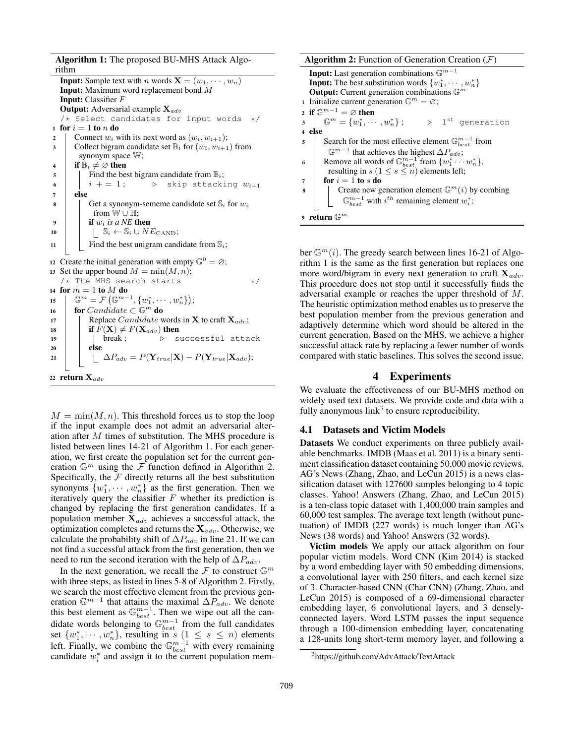**Algorithm 1:** The proposed BU-MHS Attack Algorithm

```
Input: Sample text with n words X = (w_1, ··· , w_n)
Input: Maximum word replacement bond M
Input: Classifier F
Output: Adversarial example X_adv
   /* Select candidates for input words */
1  for i = 1 to n do
2      Connect w_i with its next word as (w_i, w_{i+1});
3      Collect bigram candidate set B_i for (w_i, w_{i+1}) from
       synonym space W;
4      if B_i ≠ ∅ then
5          Find the best bigram candidate from B_i;
6          i += 1;        ▷ skip attacking w_{i+1}
7      else
8          Get a synonym-sememe candidate set S_i for w_i
           from W ∪ H;
9          if w_i is a NE then
10             S_i ← S_i ∪ NE_CAND;
11         Find the best unigram candidate from S_i;
12 Create the initial generation with empty G^0 = ∅;
13 Set the upper bound M = min(M, n);
   /* The MHS search starts */
14 for m = 1 to M do
15     G^m = F(G^{m-1}, {w*_1, ··· , w*_n});
16     for Candidate ⊂ G^m do
17         Replace Candidate words in X to craft X_adv;
18         if F(X) ≠ F(X_adv) then
19             break ;        ▷ successful attack
20         else
21             ΔP_adv = P(Y_true|X) − P(Y_true|X_adv);
22 return X_adv
```

**Algorithm 2:** Function of Generation Creation ($\mathcal{F}$)

```
Input: Last generation combinations G^{m-1}
Input: The best substitution words {w*_1, ··· , w*_n}
Output: Current generation combinations G^m
1 Initialize current generation G^m = ∅;
2 if G^{m-1} = ∅ then
3     G^m = {w*_1, ··· , w*_n} ;      ▷ 1st generation
4 else
5     Search for the most effective element G^{m-1}_best from
      G^{m-1} that achieves the highest ΔP_adv;
6     Remove all words of G^{m-1}_best from {w*_1 ··· w*_n},
      resulting in s (1 ≤ s ≤ n) elements left;
7     for i = 1 to s do
8         Create new generation element G^m(i) by combing
          G^{m-1}_best with i^th remaining element w*_i;
9 return G^m
```

$M = \min(M, n)$. This threshold forces us to stop the loop if the input example does not admit an adversarial alteration after $M$ times of substitution. The MHS procedure is listed between lines 14-21 of Algorithm 1. For each generation, we first create the population set for the current generation $\mathbb{G}^m$ using the $\mathcal{F}$ function defined in Algorithm 2. Specifically, the $\mathcal{F}$ directly returns all the best substitution synonyms $\{w_1^*, \cdots, w_n^*\}$ as the first generation. Then we iteratively query the classifier $F$ whether its prediction is changed by replacing the first generation candidates. If a population member $\mathbf{X}_{adv}$ achieves a successful attack, the optimization completes and returns the $\mathbf{X}_{adv}$. Otherwise, we calculate the probability shift of $\Delta P_{adv}$ in line 21. If we can not find a successful attack from the first generation, then we need to run the second iteration with the help of $\Delta P_{adv}$.

In the next generation, we recall the $\mathcal{F}$ to construct $\mathbb{G}^m$ with three steps, as listed in lines 5-8 of Algorithm 2. Firstly, we search the most effective element from the previous generation $\mathbb{G}^{m-1}$ that attains the maximal $\Delta P_{adv}$. We denote this best element as $\mathbb{G}^{m-1}_{best}$. Then we wipe out all the candidate words belonging to $\mathbb{G}^{m-1}_{best}$ from the full candidates set $\{w_1^*, \cdots, w_n^*\}$, resulting in $s$ $(1 \leq s \leq n)$ elements left. Finally, we combine the $\mathbb{G}^{m-1}_{best}$ with every remaining candidate $w_i^*$ and assign it to the current population member $\mathbb{G}^m(i)$. The greedy search between lines 16-21 of Algorithm 1 is the same as the first generation but replaces one more word/bigram in every next generation to craft $\mathbf{X}_{adv}$. This procedure does not stop until it successfully finds the adversarial example or reaches the upper threshold of $M$. The heuristic optimization method enables us to preserve the best population member from the previous generation and adaptively determine which word should be altered in the current generation. Based on the MHS, we achieve a higher successful attack rate by replacing a fewer number of words compared with static baselines. This solves the second issue.

## 4 Experiments

We evaluate the effectiveness of our BU-MHS method on widely used text datasets. We provide code and data with a fully anonymous link[3] to ensure reproducibility.

### 4.1 Datasets and Victim Models

**Datasets** We conduct experiments on three publicly available benchmarks. IMDB (Maas et al. 2011) is a binary sentiment classification dataset containing 50,000 movie reviews. AG's News (Zhang, Zhao, and LeCun 2015) is a news classification dataset with 127600 samples belonging to 4 topic classes. Yahoo! Answers (Zhang, Zhao, and LeCun 2015) is a ten-class topic dataset with 1,400,000 train samples and 60,000 test samples. The average text length (without punctuation) of IMDB (227 words) is much longer than AG's News (38 words) and Yahoo! Answers (32 words).

**Victim models** We apply our attack algorithm on four popular victim models. Word CNN (Kim 2014) is stacked by a word embedding layer with 50 embedding dimensions, a convolutional layer with 250 filters, and each kernel size of 3. Character-based CNN (Char CNN) (Zhang, Zhao, and LeCun 2015) is composed of a 69-dimensional character embedding layer, 6 convolutional layers, and 3 densely-connected layers. Word LSTM passes the input sequence through a 100-dimension embedding layer, concatenating a 128-units long short-term memory layer, and following a

[3]https://github.com/AdvAttack/TextAttack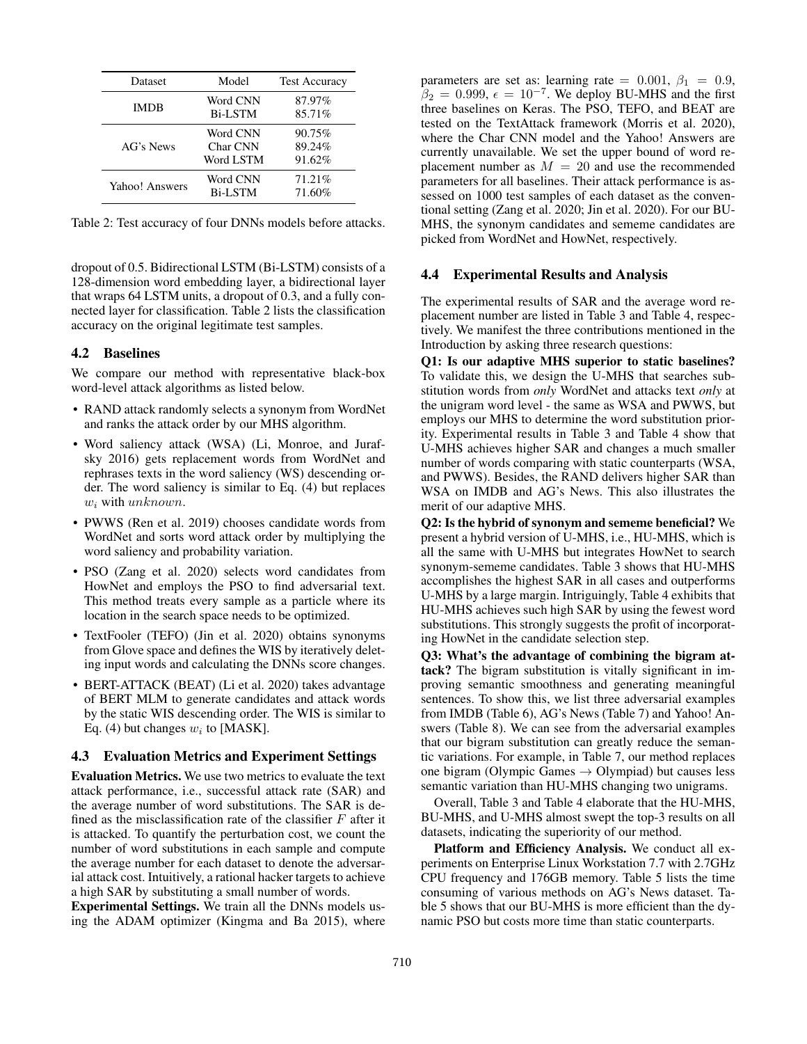| Dataset | Model | Test Accuracy |
|---|---|---|
| IMDB | Word CNN | 87.97% |
| | Bi-LSTM | 85.71% |
| AG's News | Word CNN | 90.75% |
| | Char CNN | 89.24% |
| | Word LSTM | 91.62% |
| Yahoo! Answers | Word CNN | 71.21% |
| | Bi-LSTM | 71.60% |

Table 2: Test accuracy of four DNNs models before attacks.

dropout of 0.5. Bidirectional LSTM (Bi-LSTM) consists of a 128-dimension word embedding layer, a bidirectional layer that wraps 64 LSTM units, a dropout of 0.3, and a fully connected layer for classification. Table 2 lists the classification accuracy on the original legitimate test samples.

### 4.2 Baselines

We compare our method with representative black-box word-level attack algorithms as listed below.

- RAND attack randomly selects a synonym from WordNet and ranks the attack order by our MHS algorithm.
- Word saliency attack (WSA) (Li, Monroe, and Jurafsky 2016) gets replacement words from WordNet and rephrases texts in the word saliency (WS) descending order. The word saliency is similar to Eq. (4) but replaces $w_i$ with $unknown$.
- PWWS (Ren et al. 2019) chooses candidate words from WordNet and sorts word attack order by multiplying the word saliency and probability variation.
- PSO (Zang et al. 2020) selects word candidates from HowNet and employs the PSO to find adversarial text. This method treats every sample as a particle where its location in the search space needs to be optimized.
- TextFooler (TEFO) (Jin et al. 2020) obtains synonyms from Glove space and defines the WIS by iteratively deleting input words and calculating the DNNs score changes.
- BERT-ATTACK (BEAT) (Li et al. 2020) takes advantage of BERT MLM to generate candidates and attack words by the static WIS descending order. The WIS is similar to Eq. (4) but changes $w_i$ to [MASK].

### 4.3 Evaluation Metrics and Experiment Settings

**Evaluation Metrics.** We use two metrics to evaluate the text attack performance, i.e., successful attack rate (SAR) and the average number of word substitutions. The SAR is defined as the misclassification rate of the classifier $F$ after it is attacked. To quantify the perturbation cost, we count the number of word substitutions in each sample and compute the average number for each dataset to denote the adversarial attack cost. Intuitively, a rational hacker targets to achieve a high SAR by substituting a small number of words.

**Experimental Settings.** We train all the DNNs models using the ADAM optimizer (Kingma and Ba 2015), where parameters are set as: learning rate $= 0.001$, $\beta_1 = 0.9$, $\beta_2 = 0.999$, $\epsilon = 10^{-7}$. We deploy BU-MHS and the first three baselines on Keras. The PSO, TEFO, and BEAT are tested on the TextAttack framework (Morris et al. 2020), where the Char CNN model and the Yahoo! Answers are currently unavailable. We set the upper bound of word replacement number as $M = 20$ and use the recommended parameters for all baselines. Their attack performance is assessed on 1000 test samples of each dataset as the conventional setting (Zang et al. 2020; Jin et al. 2020). For our BU-MHS, the synonym candidates and sememe candidates are picked from WordNet and HowNet, respectively.

### 4.4 Experimental Results and Analysis

The experimental results of SAR and the average word replacement number are listed in Table 3 and Table 4, respectively. We manifest the three contributions mentioned in the Introduction by asking three research questions:

**Q1: Is our adaptive MHS superior to static baselines?** To validate this, we design the U-MHS that searches substitution words from *only* WordNet and attacks text *only* at the unigram word level - the same as WSA and PWWS, but employs our MHS to determine the word substitution priority. Experimental results in Table 3 and Table 4 show that U-MHS achieves higher SAR and changes a much smaller number of words comparing with static counterparts (WSA, and PWWS). Besides, the RAND delivers higher SAR than WSA on IMDB and AG's News. This also illustrates the merit of our adaptive MHS.

**Q2: Is the hybrid of synonym and sememe beneficial?** We present a hybrid version of U-MHS, i.e., HU-MHS, which is all the same with U-MHS but integrates HowNet to search synonym-sememe candidates. Table 3 shows that HU-MHS accomplishes the highest SAR in all cases and outperforms U-MHS by a large margin. Intriguingly, Table 4 exhibits that HU-MHS achieves such high SAR by using the fewest word substitutions. This strongly suggests the profit of incorporating HowNet in the candidate selection step.

**Q3: What's the advantage of combining the bigram attack?** The bigram substitution is vitally significant in improving semantic smoothness and generating meaningful sentences. To show this, we list three adversarial examples from IMDB (Table 6), AG's News (Table 7) and Yahoo! Answers (Table 8). We can see from the adversarial examples that our bigram substitution can greatly reduce the semantic variations. For example, in Table 7, our method replaces one bigram (Olympic Games $\rightarrow$ Olympiad) but causes less semantic variation than HU-MHS changing two unigrams.

Overall, Table 3 and Table 4 elaborate that the HU-MHS, BU-MHS, and U-MHS almost swept the top-3 results on all datasets, indicating the superiority of our method.

**Platform and Efficiency Analysis.** We conduct all experiments on Enterprise Linux Workstation 7.7 with 2.7GHz CPU frequency and 176GB memory. Table 5 lists the time consuming of various methods on AG's News dataset. Table 5 shows that our BU-MHS is more efficient than the dynamic PSO but costs more time than static counterparts.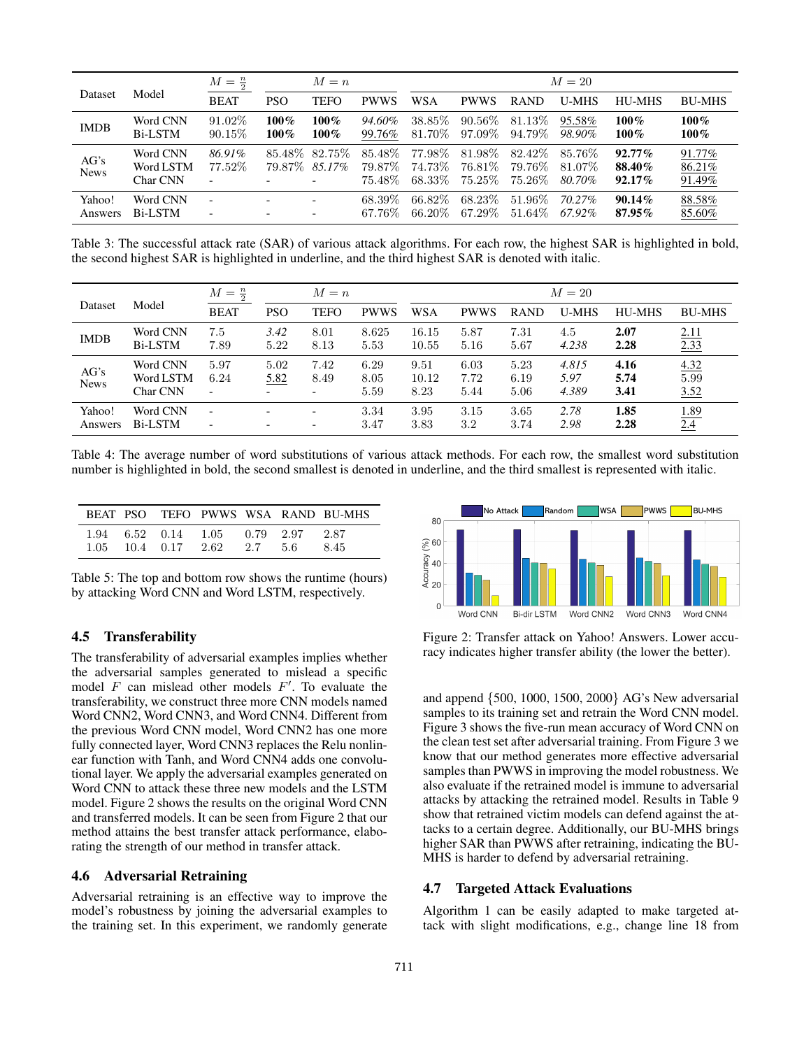| Dataset | Model | $M=\frac{n}{2}$ | $M=n$ | | | $M=20$ | | | | | |
|---|---|---|---|---|---|---|---|---|---|---|---|
| | | BEAT | PSO | TEFO | PWWS | WSA | PWWS | RAND | U-MHS | HU-MHS | BU-MHS |
| IMDB | Word CNN | 91.02% | **100%** | **100%** | *94.60%* | 38.85% | 90.56% | 81.13% | <u>95.58%</u> | **100%** | **100%** |
| | Bi-LSTM | 90.15% | **100%** | **100%** | <u>99.76%</u> | 81.70% | 97.09% | 94.79% | *98.90%* | **100%** | **100%** |
| AG's News | Word CNN | *86.91%* | 85.48% | 82.75% | 85.48% | 77.98% | 81.98% | 82.42% | 85.76% | **92.77%** | <u>91.77%</u> |
| | Word LSTM | 77.52% | 79.87% | *85.17%* | 79.87% | 74.73% | 76.81% | 79.76% | 81.07% | **88.40%** | <u>86.21%</u> |
| | Char CNN | - | - | - | 75.48% | 68.33% | 75.25% | 75.26% | *80.70%* | **92.17%** | <u>91.49%</u> |
| Yahoo! Answers | Word CNN | - | - | - | 68.39% | 66.82% | 68.23% | 51.96% | *70.27%* | **90.14%** | <u>88.58%</u> |
| | Bi-LSTM | - | - | - | 67.76% | 66.20% | 67.29% | 51.64% | *67.92%* | **87.95%** | <u>85.60%</u> |

Table 3: The successful attack rate (SAR) of various attack algorithms. For each row, the highest SAR is highlighted in bold, the second highest SAR is highlighted in underline, and the third highest SAR is denoted with italic.

| Dataset | Model | $M=\frac{n}{2}$ | $M=n$ | | | $M=20$ | | | | | |
|---|---|---|---|---|---|---|---|---|---|---|---|
| | | BEAT | PSO | TEFO | PWWS | WSA | PWWS | RAND | U-MHS | HU-MHS | BU-MHS |
| IMDB | Word CNN | 7.5 | *3.42* | 8.01 | 8.625 | 16.15 | 5.87 | 7.31 | 4.5 | **2.07** | <u>2.11</u> |
| | Bi-LSTM | 7.89 | 5.22 | 8.13 | 5.53 | 10.55 | 5.16 | 5.67 | *4.238* | **2.28** | <u>2.33</u> |
| AG's News | Word CNN | 5.97 | 5.02 | 7.42 | 6.29 | 9.51 | 6.03 | 5.23 | *4.815* | **4.16** | <u>4.32</u> |
| | Word LSTM | 6.24 | <u>5.82</u> | 8.49 | 8.05 | 10.12 | 7.72 | 6.19 | *5.97* | **5.74** | 5.99 |
| | Char CNN | - | - | - | 5.59 | 8.23 | 5.44 | 5.06 | *4.389* | **3.41** | <u>3.52</u> |
| Yahoo! Answers | Word CNN | - | - | - | 3.34 | 3.95 | 3.15 | 3.65 | *2.78* | **1.85** | <u>1.89</u> |
| | Bi-LSTM | - | - | - | 3.47 | 3.83 | 3.2 | 3.74 | *2.98* | **2.28** | <u>2.4</u> |

Table 4: The average number of word substitutions of various attack methods. For each row, the smallest word substitution number is highlighted in bold, the second smallest is denoted in underline, and the third smallest is represented with italic.

| BEAT | PSO | TEFO | PWWS | WSA | RAND | BU-MHS |
|---|---|---|---|---|---|---|
| 1.94 | 6.52 | 0.14 | 1.05 | 0.79 | 2.97 | 2.87 |
| 1.05 | 10.4 | 0.17 | 2.62 | 2.7 | 5.6 | 8.45 |

Table 5: The top and bottom row shows the runtime (hours) by attacking Word CNN and Word LSTM, respectively.

### 4.5 Transferability

The transferability of adversarial examples implies whether the adversarial samples generated to mislead a specific model $F$ can mislead other models $F'$. To evaluate the transferability, we construct three more CNN models named Word CNN2, Word CNN3, and Word CNN4. Different from the previous Word CNN model, Word CNN2 has one more fully connected layer, Word CNN3 replaces the Relu nonlinear function with Tanh, and Word CNN4 adds one convolutional layer. We apply the adversarial examples generated on Word CNN to attack these three new models and the LSTM model. Figure 2 shows the results on the original Word CNN and transferred models. It can be seen from Figure 2 that our method attains the best transfer attack performance, elaborating the strength of our method in transfer attack.

### 4.6 Adversarial Retraining

Adversarial retraining is an effective way to improve the model's robustness by joining the adversarial examples to the training set. In this experiment, we randomly generate and append {500, 1000, 1500, 2000} AG's New adversarial samples to its training set and retrain the Word CNN model. Figure 3 shows the five-run mean accuracy of Word CNN on the clean test set after adversarial training. From Figure 3 we know that our method generates more effective adversarial samples than PWWS in improving the model robustness. We also evaluate if the retrained model is immune to adversarial attacks by attacking the retrained model. Results in Table 9 show that retrained victim models can defend against the attacks to a certain degree. Additionally, our BU-MHS brings higher SAR than PWWS after retraining, indicating the BU-MHS is harder to defend by adversarial retraining.

Figure 2: Transfer attack on Yahoo! Answers. Lower accuracy indicates higher transfer ability (the lower the better).

### 4.7 Targeted Attack Evaluations

Algorithm 1 can be easily adapted to make targeted attack with slight modifications, e.g., change line 18 from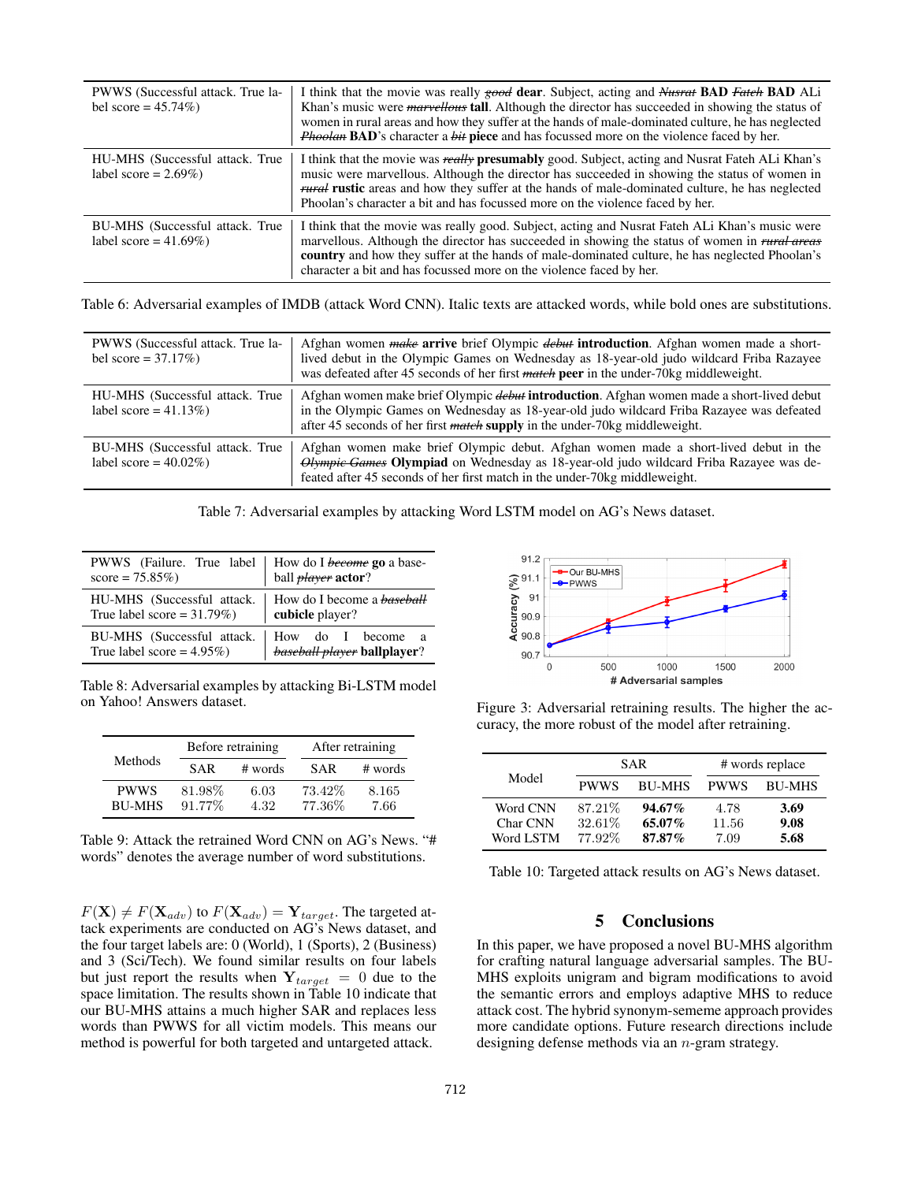| | |
|---|---|
| PWWS (Successful attack. True label score = 45.74%) | I think that the movie was really ~~*good*~~ **dear**. Subject, acting and ~~*Nusrat*~~ **BAD** ~~*Fateh*~~ **BAD** ALi Khan's music were ~~*marvellous*~~ **tall**. Although the director has succeeded in showing the status of women in rural areas and how they suffer at the hands of male-dominated culture, he has neglected ~~*Phoolan*~~ **BAD**'s character a ~~*bit*~~ **piece** and has focussed more on the violence faced by her. |
| HU-MHS (Successful attack. True label score = 2.69%) | I think that the movie was ~~*really*~~ **presumably** good. Subject, acting and Nusrat Fateh ALi Khan's music were marvellous. Although the director has succeeded in showing the status of women in ~~*rural*~~ **rustic** areas and how they suffer at the hands of male-dominated culture, he has neglected Phoolan's character a bit and has focussed more on the violence faced by her. |
| BU-MHS (Successful attack. True label score = 41.69%) | I think that the movie was really good. Subject, acting and Nusrat Fateh ALi Khan's music were marvellous. Although the director has succeeded in showing the status of women in ~~*rural areas*~~ **country** and how they suffer at the hands of male-dominated culture, he has neglected Phoolan's character a bit and has focussed more on the violence faced by her. |

Table 6: Adversarial examples of IMDB (attack Word CNN). Italic texts are attacked words, while bold ones are substitutions.

| | |
|---|---|
| PWWS (Successful attack. True label score = 37.17%) | Afghan women ~~*make*~~ **arrive** brief Olympic ~~*debut*~~ **introduction**. Afghan women made a short-lived debut in the Olympic Games on Wednesday as 18-year-old judo wildcard Friba Razayee was defeated after 45 seconds of her first ~~*match*~~ **peer** in the under-70kg middleweight. |
| HU-MHS (Successful attack. True label score = 41.13%) | Afghan women make brief Olympic ~~*debut*~~ **introduction**. Afghan women made a short-lived debut in the Olympic Games on Wednesday as 18-year-old judo wildcard Friba Razayee was defeated after 45 seconds of her first ~~*match*~~ **supply** in the under-70kg middleweight. |
| BU-MHS (Successful attack. True label score = 40.02%) | Afghan women make brief Olympic debut. Afghan women made a short-lived debut in the ~~*Olympic Games*~~ **Olympiad** on Wednesday as 18-year-old judo wildcard Friba Razayee was defeated after 45 seconds of her first match in the under-70kg middleweight. |

Table 7: Adversarial examples by attacking Word LSTM model on AG's News dataset.

| | |
|---|---|
| PWWS (Failure. True label score = 75.85%) | How do I ~~*become*~~ **go** a baseball ~~*player*~~ **actor**? |
| HU-MHS (Successful attack. True label score = 31.79%) | How do I become a ~~*baseball*~~ **cubicle** player? |
| BU-MHS (Successful attack. True label score = 4.95%) | How do I become a ~~*baseball player*~~ **ballplayer**? |

Table 8: Adversarial examples by attacking Bi-LSTM model on Yahoo! Answers dataset.

| Methods | Before retraining | | After retraining | |
|---|---|---|---|---|
| | SAR | # words | SAR | # words |
| PWWS | 81.98% | 6.03 | 73.42% | 8.165 |
| BU-MHS | 91.77% | 4.32 | 77.36% | 7.66 |

Table 9: Attack the retrained Word CNN on AG's News. "# words" denotes the average number of word substitutions.

$F(\mathbf{X}) \neq F(\mathbf{X}_{adv})$ to $F(\mathbf{X}_{adv}) = \mathbf{Y}_{target}$. The targeted attack experiments are conducted on AG's News dataset, and the four target labels are: 0 (World), 1 (Sports), 2 (Business) and 3 (Sci/Tech). We found similar results on four labels but just report the results when $\mathbf{Y}_{target} = 0$ due to the space limitation. The results shown in Table 10 indicate that our BU-MHS attains a much higher SAR and replaces less words than PWWS for all victim models. This means our method is powerful for both targeted and untargeted attack.

Figure 3: Adversarial retraining results. The higher the accuracy, the more robust of the model after retraining.

| Model | SAR | | # words replace | |
|---|---|---|---|---|
| | PWWS | BU-MHS | PWWS | BU-MHS |
| Word CNN | 87.21% | **94.67%** | 4.78 | **3.69** |
| Char CNN | 32.61% | **65.07%** | 11.56 | **9.08** |
| Word LSTM | 77.92% | **87.87%** | 7.09 | **5.68** |

Table 10: Targeted attack results on AG's News dataset.

## 5 Conclusions

In this paper, we have proposed a novel BU-MHS algorithm for crafting natural language adversarial samples. The BU-MHS exploits unigram and bigram modifications to avoid the semantic errors and employs adaptive MHS to reduce attack cost. The hybrid synonym-sememe approach provides more candidate options. Future research directions include designing defense methods via an $n$-gram strategy.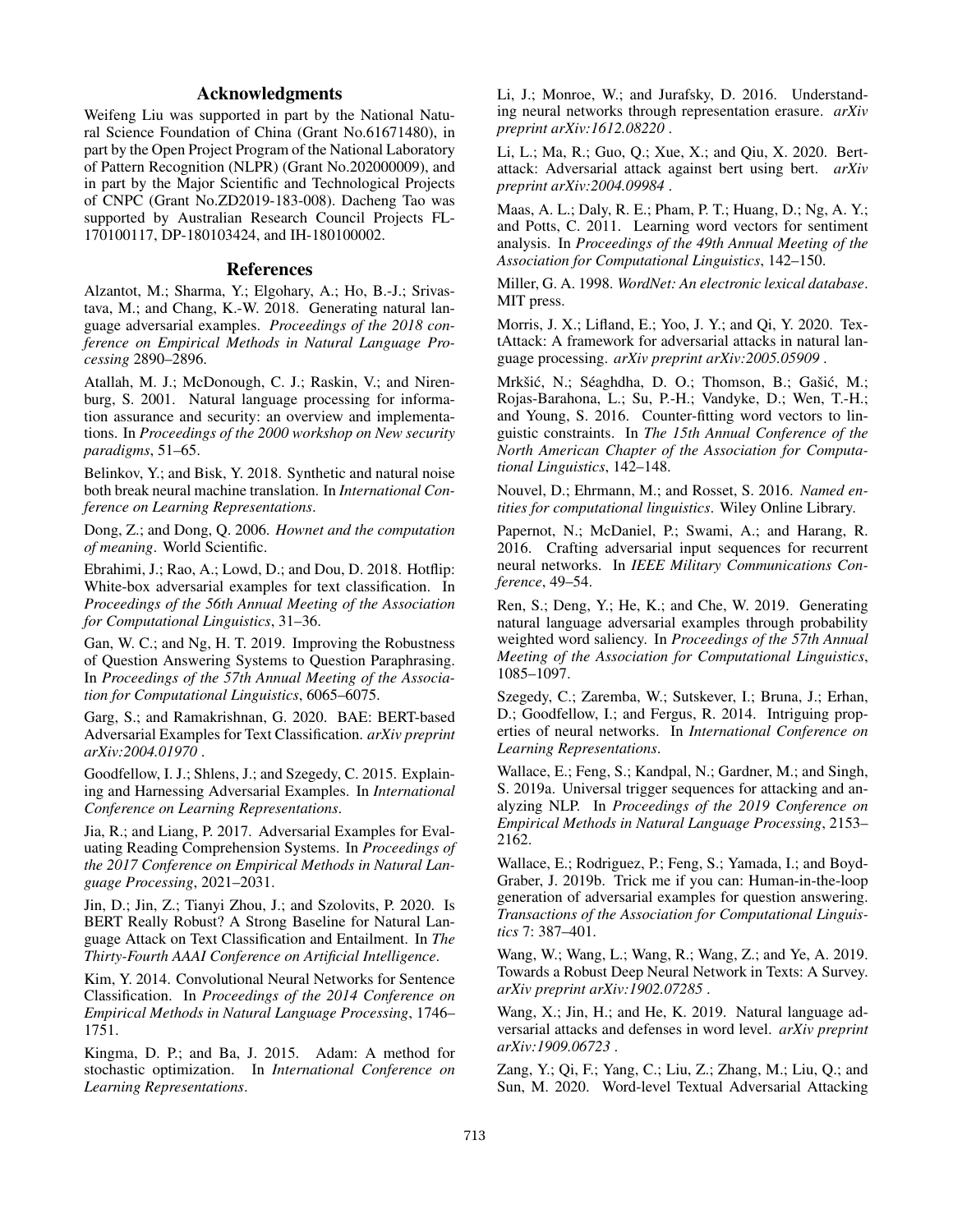## Acknowledgments

Weifeng Liu was supported in part by the National Natural Science Foundation of China (Grant No.61671480), in part by the Open Project Program of the National Laboratory of Pattern Recognition (NLPR) (Grant No.202000009), and in part by the Major Scientific and Technological Projects of CNPC (Grant No.ZD2019-183-008). Dacheng Tao was supported by Australian Research Council Projects FL-170100117, DP-180103424, and IH-180100002.

## References

Alzantot, M.; Sharma, Y.; Elgohary, A.; Ho, B.-J.; Srivastava, M.; and Chang, K.-W. 2018. Generating natural language adversarial examples. *Proceedings of the 2018 conference on Empirical Methods in Natural Language Processing* 2890–2896.

Atallah, M. J.; McDonough, C. J.; Raskin, V.; and Nirenburg, S. 2001. Natural language processing for information assurance and security: an overview and implementations. In *Proceedings of the 2000 workshop on New security paradigms*, 51–65.

Belinkov, Y.; and Bisk, Y. 2018. Synthetic and natural noise both break neural machine translation. In *International Conference on Learning Representations*.

Dong, Z.; and Dong, Q. 2006. *Hownet and the computation of meaning*. World Scientific.

Ebrahimi, J.; Rao, A.; Lowd, D.; and Dou, D. 2018. Hotflip: White-box adversarial examples for text classification. In *Proceedings of the 56th Annual Meeting of the Association for Computational Linguistics*, 31–36.

Gan, W. C.; and Ng, H. T. 2019. Improving the Robustness of Question Answering Systems to Question Paraphrasing. In *Proceedings of the 57th Annual Meeting of the Association for Computational Linguistics*, 6065–6075.

Garg, S.; and Ramakrishnan, G. 2020. BAE: BERT-based Adversarial Examples for Text Classification. *arXiv preprint arXiv:2004.01970* .

Goodfellow, I. J.; Shlens, J.; and Szegedy, C. 2015. Explaining and Harnessing Adversarial Examples. In *International Conference on Learning Representations*.

Jia, R.; and Liang, P. 2017. Adversarial Examples for Evaluating Reading Comprehension Systems. In *Proceedings of the 2017 Conference on Empirical Methods in Natural Language Processing*, 2021–2031.

Jin, D.; Jin, Z.; Tianyi Zhou, J.; and Szolovits, P. 2020. Is BERT Really Robust? A Strong Baseline for Natural Language Attack on Text Classification and Entailment. In *The Thirty-Fourth AAAI Conference on Artificial Intelligence*.

Kim, Y. 2014. Convolutional Neural Networks for Sentence Classification. In *Proceedings of the 2014 Conference on Empirical Methods in Natural Language Processing*, 1746–1751.

Kingma, D. P.; and Ba, J. 2015. Adam: A method for stochastic optimization. In *International Conference on Learning Representations*.

Li, J.; Monroe, W.; and Jurafsky, D. 2016. Understanding neural networks through representation erasure. *arXiv preprint arXiv:1612.08220* .

Li, L.; Ma, R.; Guo, Q.; Xue, X.; and Qiu, X. 2020. Bert-attack: Adversarial attack against bert using bert. *arXiv preprint arXiv:2004.09984* .

Maas, A. L.; Daly, R. E.; Pham, P. T.; Huang, D.; Ng, A. Y.; and Potts, C. 2011. Learning word vectors for sentiment analysis. In *Proceedings of the 49th Annual Meeting of the Association for Computational Linguistics*, 142–150.

Miller, G. A. 1998. *WordNet: An electronic lexical database*. MIT press.

Morris, J. X.; Lifland, E.; Yoo, J. Y.; and Qi, Y. 2020. TextAttack: A framework for adversarial attacks in natural language processing. *arXiv preprint arXiv:2005.05909* .

Mrkšić, N.; Séaghdha, D. O.; Thomson, B.; Gašić, M.; Rojas-Barahona, L.; Su, P.-H.; Vandyke, D.; Wen, T.-H.; and Young, S. 2016. Counter-fitting word vectors to linguistic constraints. In *The 15th Annual Conference of the North American Chapter of the Association for Computational Linguistics*, 142–148.

Nouvel, D.; Ehrmann, M.; and Rosset, S. 2016. *Named entities for computational linguistics*. Wiley Online Library.

Papernot, N.; McDaniel, P.; Swami, A.; and Harang, R. 2016. Crafting adversarial input sequences for recurrent neural networks. In *IEEE Military Communications Conference*, 49–54.

Ren, S.; Deng, Y.; He, K.; and Che, W. 2019. Generating natural language adversarial examples through probability weighted word saliency. In *Proceedings of the 57th Annual Meeting of the Association for Computational Linguistics*, 1085–1097.

Szegedy, C.; Zaremba, W.; Sutskever, I.; Bruna, J.; Erhan, D.; Goodfellow, I.; and Fergus, R. 2014. Intriguing properties of neural networks. In *International Conference on Learning Representations*.

Wallace, E.; Feng, S.; Kandpal, N.; Gardner, M.; and Singh, S. 2019a. Universal trigger sequences for attacking and analyzing NLP. In *Proceedings of the 2019 Conference on Empirical Methods in Natural Language Processing*, 2153–2162.

Wallace, E.; Rodriguez, P.; Feng, S.; Yamada, I.; and Boyd-Graber, J. 2019b. Trick me if you can: Human-in-the-loop generation of adversarial examples for question answering. *Transactions of the Association for Computational Linguistics* 7: 387–401.

Wang, W.; Wang, L.; Wang, R.; Wang, Z.; and Ye, A. 2019. Towards a Robust Deep Neural Network in Texts: A Survey. *arXiv preprint arXiv:1902.07285* .

Wang, X.; Jin, H.; and He, K. 2019. Natural language adversarial attacks and defenses in word level. *arXiv preprint arXiv:1909.06723* .

Zang, Y.; Qi, F.; Yang, C.; Liu, Z.; Zhang, M.; Liu, Q.; and Sun, M. 2020. Word-level Textual Adversarial Attacking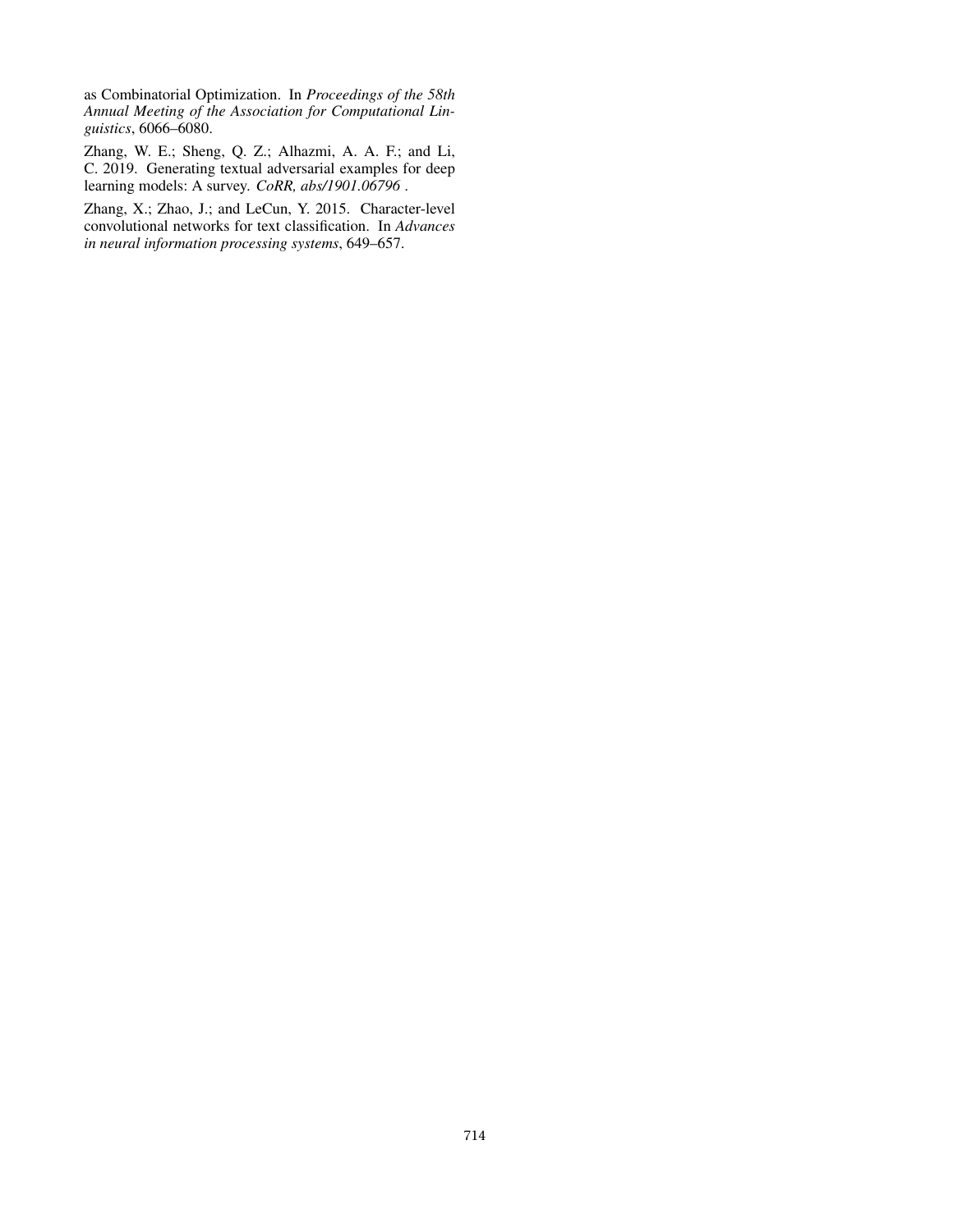as Combinatorial Optimization. In *Proceedings of the 58th Annual Meeting of the Association for Computational Linguistics*, 6066–6080.

Zhang, W. E.; Sheng, Q. Z.; Alhazmi, A. A. F.; and Li, C. 2019. Generating textual adversarial examples for deep learning models: A survey. *CoRR, abs/1901.06796* .

Zhang, X.; Zhao, J.; and LeCun, Y. 2015. Character-level convolutional networks for text classification. In *Advances in neural information processing systems*, 649–657.